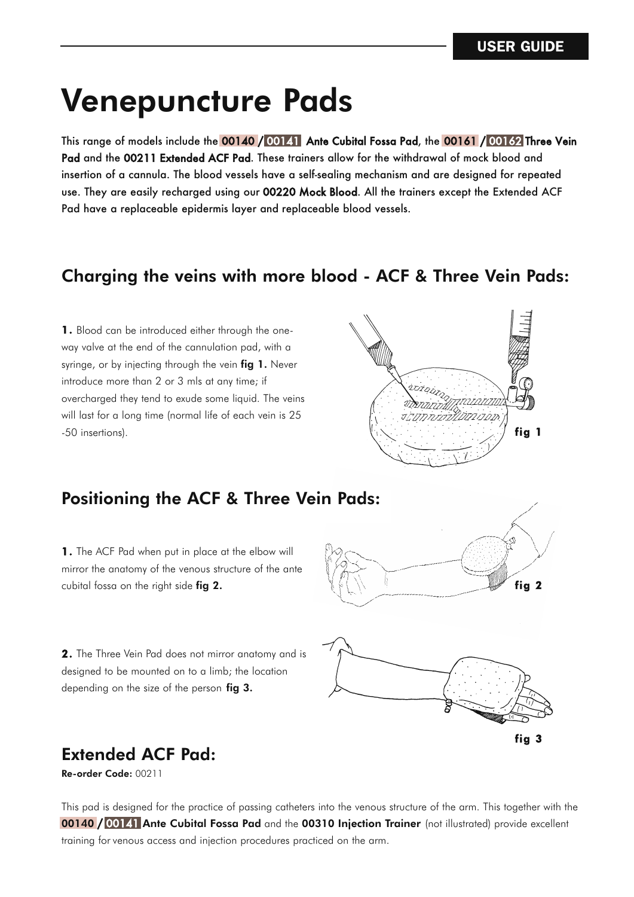**USER GUIDE**

# Venepuncture Pads

**This range of models include the 00140 / 00141 Ante Cubital Fossa Pad, the 00161 / 00162 Three Vein Pad and the 00211 Extended ACF Pad. These trainers allow for the withdrawal of mock blood and insertion of a cannula. The blood vessels have a self-sealing mechanism and are designed for repeated use. They are easily recharged using our 00220 Mock Blood. All the trainers except the Extended ACF Pad have a replaceable epidermis layer and replaceable blood vessels.**

## Charging the veins with more blood - ACF & Three Vein Pads:

**1.** Blood can be introduced either through the one-way valve at the end of the cannulation pad, with a syringe, or by injecting through the vein **fig 1.** Never introduce more than 2 or 3 mls at any time; if overcharged they tend to exude some liquid. The veins will last for a long time (normal life of each vein is 25 -50 insertions).

**fig 1**

## Positioning the ACF & Three Vein Pads:

**1.** The ACF Pad when put in place at the elbow will mirror the anatomy of the venous structure of the ante cubital fossa on the right side **fig 2.**

**fig 2**

**2.** The Three Vein Pad does not mirror anatomy and is designed to be mounted on to a limb; the location depending on the size of the person **fig 3.**

**fig 3**

## Extended ACF Pad:

**Re-order Code:** 00211

This pad is designed for the practice of passing catheters into the venous structure of the arm. This together with the **00140 / 00141 Ante Cubital Fossa Pad** and the **00310 Injection Trainer** (not illustrated) provide excellent training for venous access and injection procedures practiced on the arm.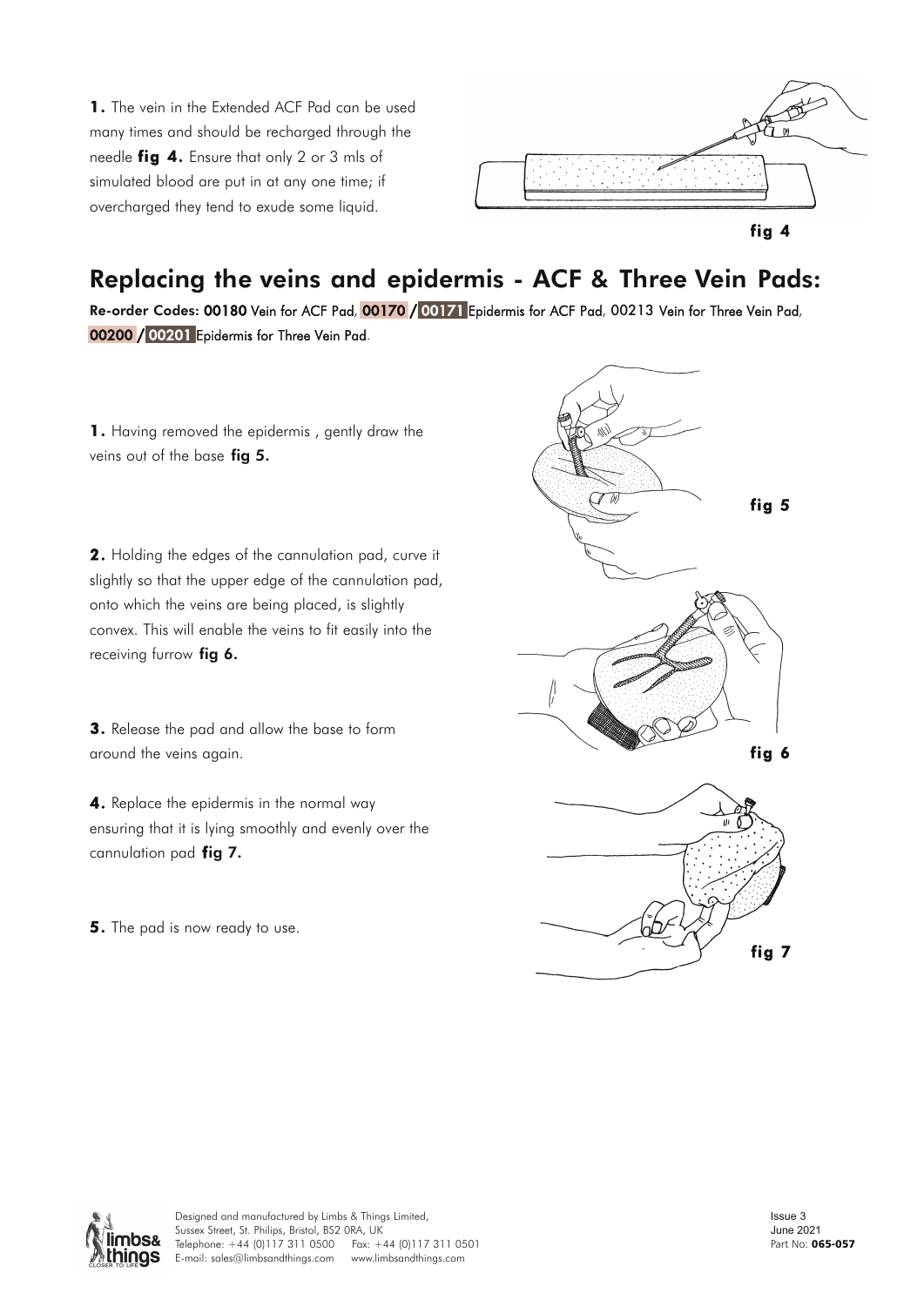**1.** The vein in the Extended ACF Pad can be used many times and should be recharged through the needle **fig 4.** Ensure that only 2 or 3 mls of simulated blood are put in at any one time; if overcharged they tend to exude some liquid.

**fig 4**

## Replacing the veins and epidermis - ACF & Three Vein Pads:

**Re-order Codes: 00180** Vein for ACF Pad, **00170** / **00171** Epidermis for ACF Pad, 00213 Vein for Three Vein Pad, **00200** / **00201** Epidermis for Three Vein Pad.

**1.** Having removed the epidermis , gently draw the veins out of the base **fig 5.**

**fig 5**

**2.** Holding the edges of the cannulation pad, curve it slightly so that the upper edge of the cannulation pad, onto which the veins are being placed, is slightly convex. This will enable the veins to fit easily into the receiving furrow **fig 6.**

**fig 6**

**3.** Release the pad and allow the base to form around the veins again.

**4.** Replace the epidermis in the normal way ensuring that it is lying smoothly and evenly over the cannulation pad **fig 7.**

**fig 7**

**5.** The pad is now ready to use.

Designed and manufactured by Limbs & Things Limited,
Sussex Street, St. Philips, Bristol, BS2 0RA, UK
Telephone: +44 (0)117 311 0500 Fax: +44 (0)117 311 0501
E-mail: sales@limbsandthings.com www.limbsandthings.com

Issue 3
June 2021
Part No: **065-057**